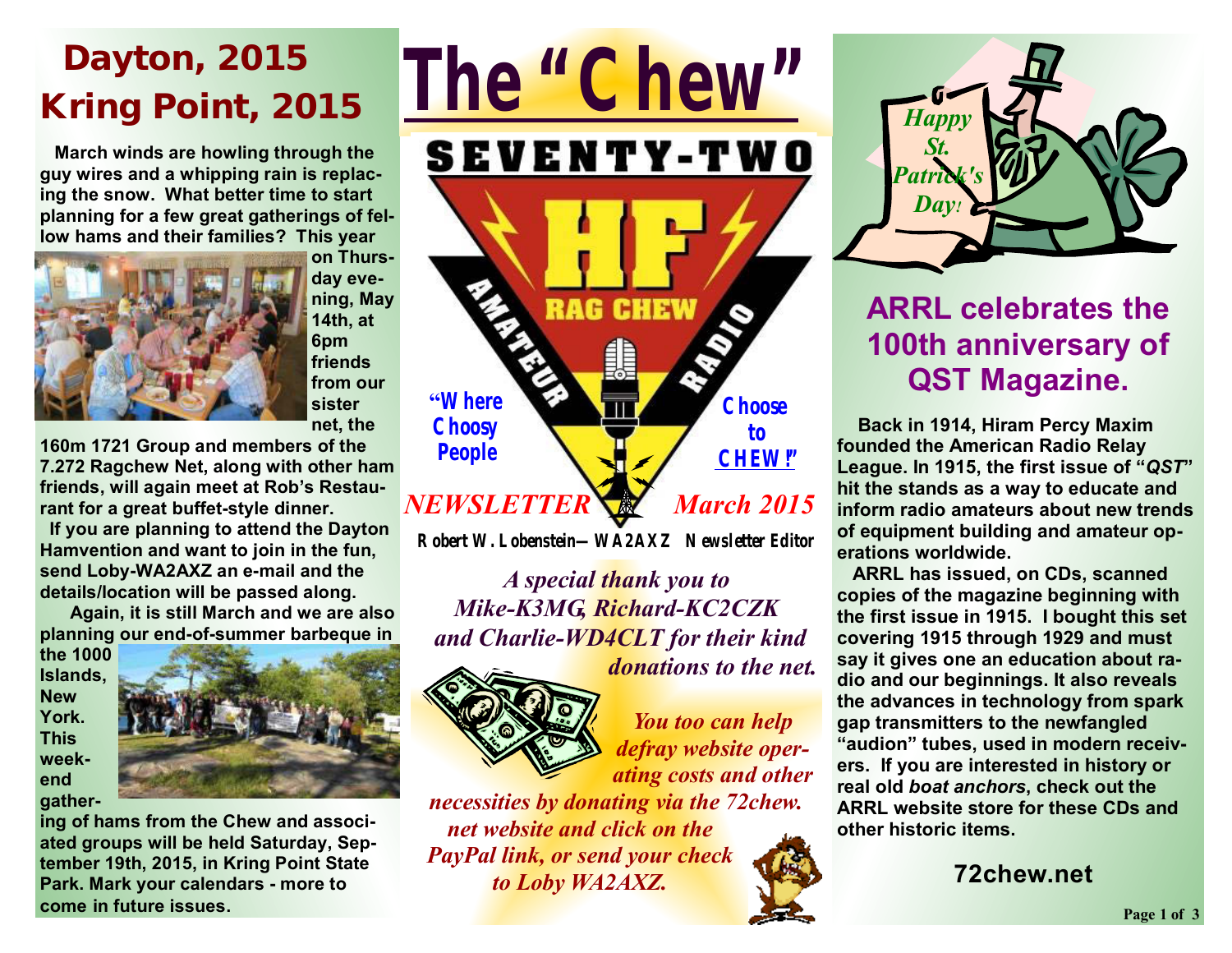# The "Chew"

SEVENTY-TWO

HF

RAG CHEW

AMATEUR RADIO

"Where Choosy People Choose to CHEW!"

*NEWSLETTER* *March 2015*

**Robert W. Lobenstein—WA2AXZ Newsletter Editor**

## Dayton, 2015
## Kring Point, 2015

**March winds are howling through the guy wires and a whipping rain is replacing the snow. What better time to start planning for a few great gatherings of fellow hams and their families? This year on Thursday evening, May 14th, at 6pm friends from our sister net, the 160m 1721 Group and members of the 7.272 Ragchew Net, along with other ham friends, will again meet at Rob's Restaurant for a great buffet-style dinner.**

**If you are planning to attend the Dayton Hamvention and want to join in the fun, send Loby-WA2AXZ an e-mail and the details/location will be passed along.**

**Again, it is still March and we are also planning our end-of-summer barbeque in the 1000 Islands, New York. This weekend gathering of hams from the Chew and associated groups will be held Saturday, September 19th, 2015, in Kring Point State Park. Mark your calendars - more to come in future issues.**

*A special thank you to Mike-K3MG, Richard-KC2CZK and Charlie-WD4CLT for their kind donations to the net.*

*You too can help defray website operating costs and other necessities by donating via the 72chew.net website and click on the PayPal link, or send your check to Loby WA2AXZ.*

*Happy St. Patrick's Day!*

## ARRL celebrates the 100th anniversary of QST Magazine.

**Back in 1914, Hiram Percy Maxim founded the American Radio Relay League. In 1915, the first issue of "*QST*" hit the stands as a way to educate and inform radio amateurs about new trends of equipment building and amateur operations worldwide.**

**ARRL has issued, on CDs, scanned copies of the magazine beginning with the first issue in 1915. I bought this set covering 1915 through 1929 and must say it gives one an education about radio and our beginnings. It also reveals the advances in technology from spark gap transmitters to the newfangled "audion" tubes, used in modern receivers. If you are interested in history or real old *boat anchors*, check out the ARRL website store for these CDs and other historic items.**

**72chew.net**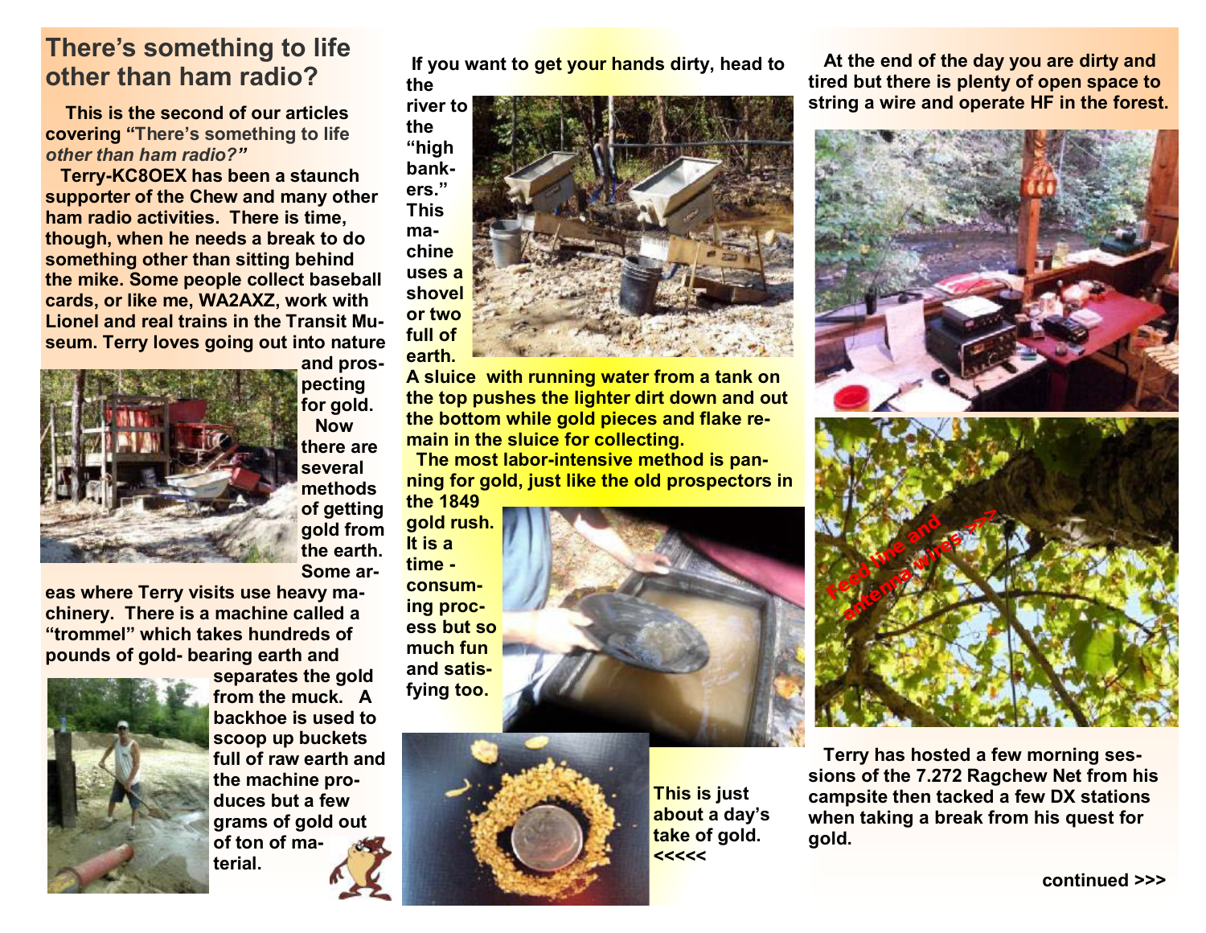## There's something to life other than ham radio?

**This is the second of our articles covering "There's something to life *other than ham radio?*"**

**Terry-KC8OEX has been a staunch supporter of the Chew and many other ham radio activities. There is time, though, when he needs a break to do something other than sitting behind the mike. Some people collect baseball cards, or like me, WA2AXZ, work with Lionel and real trains in the Transit Museum. Terry loves going out into nature and prospecting for gold.**

**Now there are several methods of getting gold from the earth. Some areas where Terry visits use heavy machinery. There is a machine called a "trommel" which takes hundreds of pounds of gold- bearing earth and separates the gold from the muck. A backhoe is used to scoop up buckets full of raw earth and the machine produces but a few grams of gold out of ton of material.**

**If you want to get your hands dirty, head to the river to the "high bankers." This machine uses a shovel or two full of earth. A sluice with running water from a tank on the top pushes the lighter dirt down and out the bottom while gold pieces and flake remain in the sluice for collecting.**

**The most labor-intensive method is panning for gold, just like the old prospectors in the 1849 gold rush. It is a time - consuming process but so much fun and satisfying too.**

**This is just about a day's take of gold. <<<<<**

**At the end of the day you are dirty and tired but there is plenty of open space to string a wire and operate HF in the forest.**

Feed line and antenna wires >>>

**Terry has hosted a few morning sessions of the 7.272 Ragchew Net from his campsite then tacked a few DX stations when taking a break from his quest for gold.**

**continued >>>**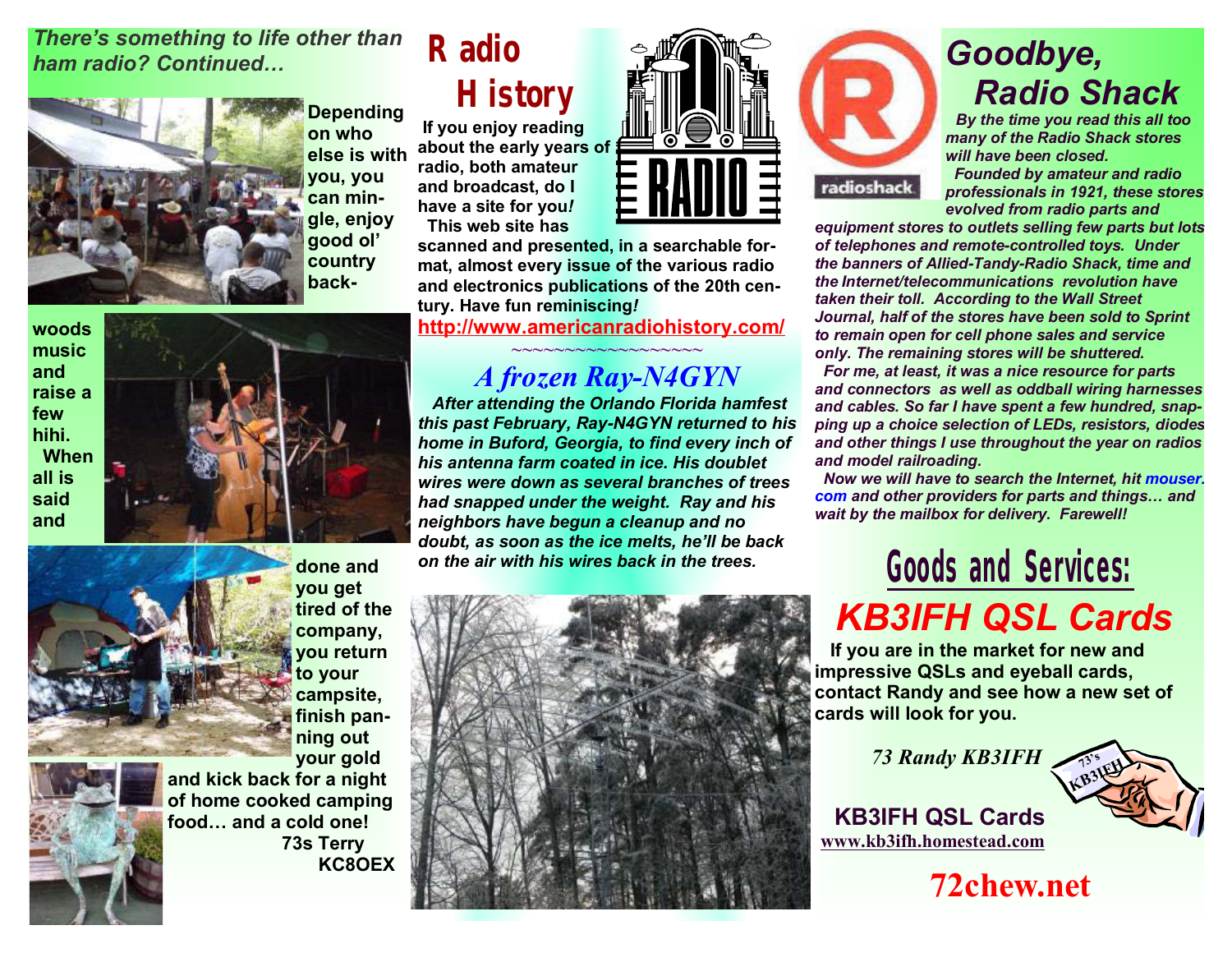## *There's something to life other than ham radio? Continued…*

**Depending on who else is with you, you can mingle, enjoy good ol' country backwoods music and raise a few hihi. When all is said and done and you get tired of the company, you return to your campsite, finish panning out your gold and kick back for a night of home cooked camping food… and a cold one!**

**73s Terry KC8OEX**

## Radio History

**If you enjoy reading about the early years of radio, both amateur and broadcast, do I have a site for you!**

**This web site has scanned and presented, in a searchable format, almost every issue of the various radio and electronics publications of the 20th century. Have fun reminiscing!**

**http://www.americanradiohistory.com/**

~~~~~~~~~~~~~~~~~~~

## *A frozen Ray-N4GYN*

***After attending the Orlando Florida hamfest this past February, Ray-N4GYN returned to his home in Buford, Georgia, to find every inch of his antenna farm coated in ice. His doublet wires were down as several branches of trees had snapped under the weight. Ray and his neighbors have begun a cleanup and no doubt, as soon as the ice melts, he'll be back on the air with his wires back in the trees.***

## *Goodbye, Radio Shack*

***By the time you read this all too many of the Radio Shack stores will have been closed.***

***Founded by amateur and radio professionals in 1921, these stores evolved from radio parts and equipment stores to outlets selling few parts but lots of telephones and remote-controlled toys. Under the banners of Allied-Tandy-Radio Shack, time and the Internet/telecommunications revolution have taken their toll. According to the Wall Street Journal, half of the stores have been sold to Sprint to remain open for cell phone sales and service only. The remaining stores will be shuttered.***

***For me, at least, it was a nice resource for parts and connectors as well as oddball wiring harnesses and cables. So far I have spent a few hundred, snapping up a choice selection of LEDs, resistors, diodes and other things I use throughout the year on radios and model railroading.***

***Now we will have to search the Internet, hit mouser.com and other providers for parts and things… and wait by the mailbox for delivery. Farewell!***

## Goods and Services:

## KB3IFH QSL Cards

**If you are in the market for new and impressive QSLs and eyeball cards, contact Randy and see how a new set of cards will look for you.**

*73 Randy KB3IFH*

**KB3IFH QSL Cards**

**www.kb3ifh.homestead.com**

**72chew.net**